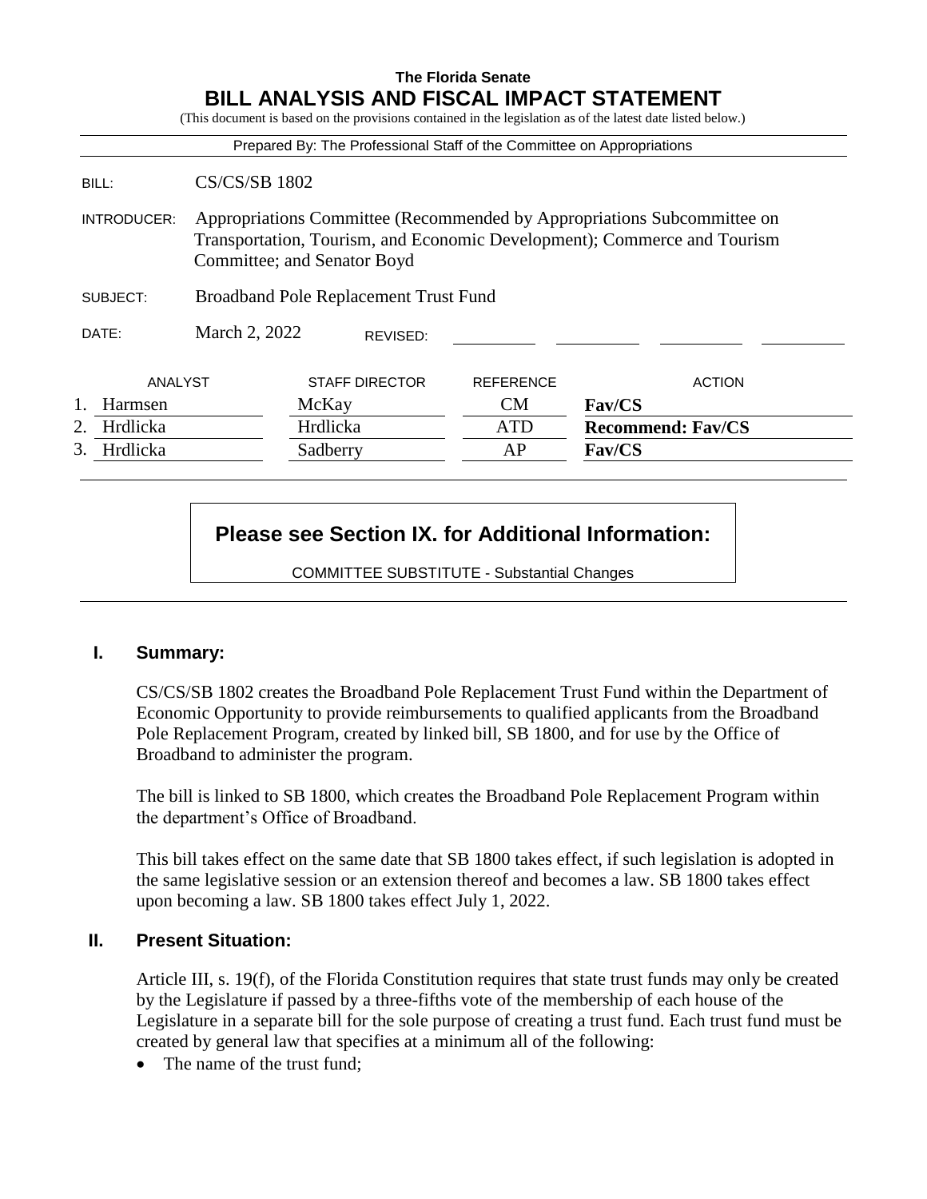**The Florida Senate**

# BILL ANALYSIS AND FISCAL IMPACT STATEMENT

(This document is based on the provisions contained in the legislation as of the latest date listed below.)

Prepared By: The Professional Staff of the Committee on Appropriations

BILL: CS/CS/SB 1802

INTRODUCER: Appropriations Committee (Recommended by Appropriations Subcommittee on Transportation, Tourism, and Economic Development); Commerce and Tourism Committee; and Senator Boyd

SUBJECT: Broadband Pole Replacement Trust Fund

DATE: March 2, 2022 REVISED:

| | ANALYST | STAFF DIRECTOR | REFERENCE | ACTION |
|---|---|---|---|---|
| 1. | Harmsen | McKay | CM | **Fav/CS** |
| 2. | Hrdlicka | Hrdlicka | ATD | **Recommend: Fav/CS** |
| 3. | Hrdlicka | Sadberry | AP | **Fav/CS** |

**Please see Section IX. for Additional Information:**

COMMITTEE SUBSTITUTE - Substantial Changes

## I. Summary:

CS/CS/SB 1802 creates the Broadband Pole Replacement Trust Fund within the Department of Economic Opportunity to provide reimbursements to qualified applicants from the Broadband Pole Replacement Program, created by linked bill, SB 1800, and for use by the Office of Broadband to administer the program.

The bill is linked to SB 1800, which creates the Broadband Pole Replacement Program within the department's Office of Broadband.

This bill takes effect on the same date that SB 1800 takes effect, if such legislation is adopted in the same legislative session or an extension thereof and becomes a law. SB 1800 takes effect upon becoming a law. SB 1800 takes effect July 1, 2022.

## II. Present Situation:

Article III, s. 19(f), of the Florida Constitution requires that state trust funds may only be created by the Legislature if passed by a three-fifths vote of the membership of each house of the Legislature in a separate bill for the sole purpose of creating a trust fund. Each trust fund must be created by general law that specifies at a minimum all of the following:

- The name of the trust fund;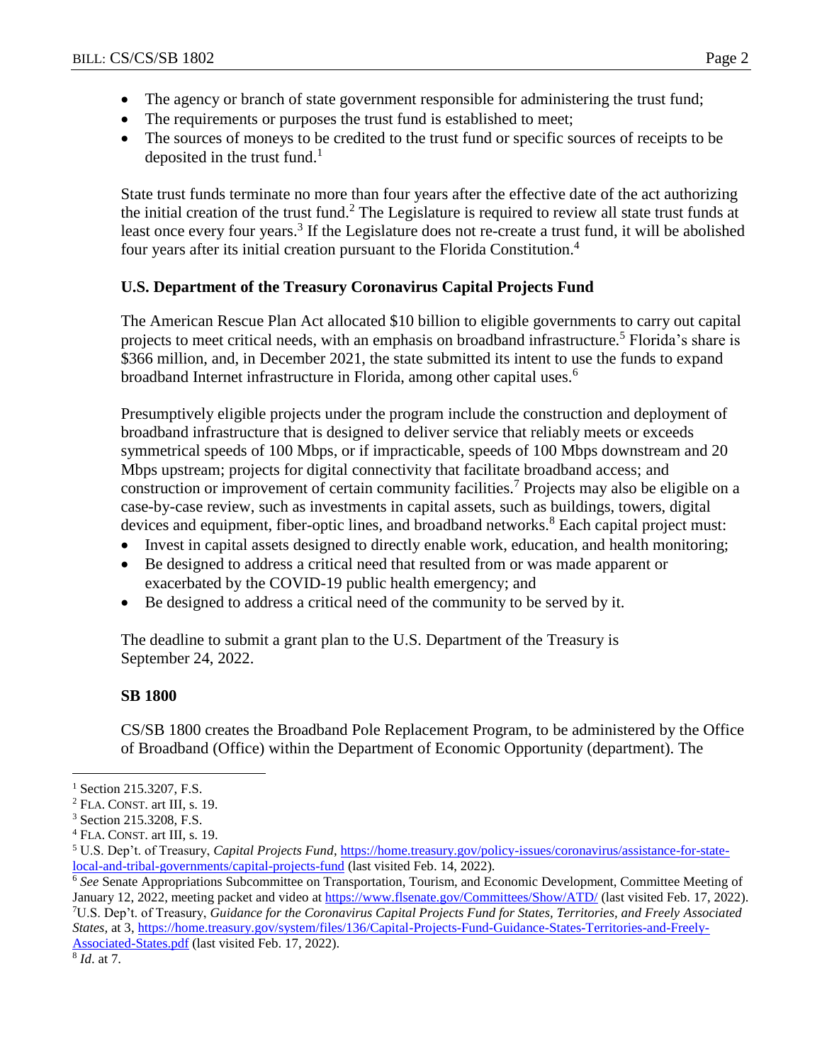- The agency or branch of state government responsible for administering the trust fund;
- The requirements or purposes the trust fund is established to meet;
- The sources of moneys to be credited to the trust fund or specific sources of receipts to be deposited in the trust fund.[1]

State trust funds terminate no more than four years after the effective date of the act authorizing the initial creation of the trust fund.[2] The Legislature is required to review all state trust funds at least once every four years.[3] If the Legislature does not re-create a trust fund, it will be abolished four years after its initial creation pursuant to the Florida Constitution.[4]

### U.S. Department of the Treasury Coronavirus Capital Projects Fund

The American Rescue Plan Act allocated $10 billion to eligible governments to carry out capital projects to meet critical needs, with an emphasis on broadband infrastructure.[5] Florida's share is $366 million, and, in December 2021, the state submitted its intent to use the funds to expand broadband Internet infrastructure in Florida, among other capital uses.[6]

Presumptively eligible projects under the program include the construction and deployment of broadband infrastructure that is designed to deliver service that reliably meets or exceeds symmetrical speeds of 100 Mbps, or if impracticable, speeds of 100 Mbps downstream and 20 Mbps upstream; projects for digital connectivity that facilitate broadband access; and construction or improvement of certain community facilities.[7] Projects may also be eligible on a case-by-case review, such as investments in capital assets, such as buildings, towers, digital devices and equipment, fiber-optic lines, and broadband networks.[8] Each capital project must:

- Invest in capital assets designed to directly enable work, education, and health monitoring;
- Be designed to address a critical need that resulted from or was made apparent or exacerbated by the COVID-19 public health emergency; and
- Be designed to address a critical need of the community to be served by it.

The deadline to submit a grant plan to the U.S. Department of the Treasury is September 24, 2022.

### SB 1800

CS/SB 1800 creates the Broadband Pole Replacement Program, to be administered by the Office of Broadband (Office) within the Department of Economic Opportunity (department). The

---

[1] Section 215.3207, F.S.

[2] FLA. CONST. art III, s. 19.

[3] Section 215.3208, F.S.

[4] FLA. CONST. art III, s. 19.

[5] U.S. Dep't. of Treasury, *Capital Projects Fund*, https://home.treasury.gov/policy-issues/coronavirus/assistance-for-state-local-and-tribal-governments/capital-projects-fund (last visited Feb. 14, 2022).

[6] *See* Senate Appropriations Subcommittee on Transportation, Tourism, and Economic Development, Committee Meeting of January 12, 2022, meeting packet and video at https://www.flsenate.gov/Committees/Show/ATD/ (last visited Feb. 17, 2022).

[7] U.S. Dep't. of Treasury, *Guidance for the Coronavirus Capital Projects Fund for States, Territories, and Freely Associated States*, at 3, https://home.treasury.gov/system/files/136/Capital-Projects-Fund-Guidance-States-Territories-and-Freely-Associated-States.pdf (last visited Feb. 17, 2022).

[8] *Id*. at 7.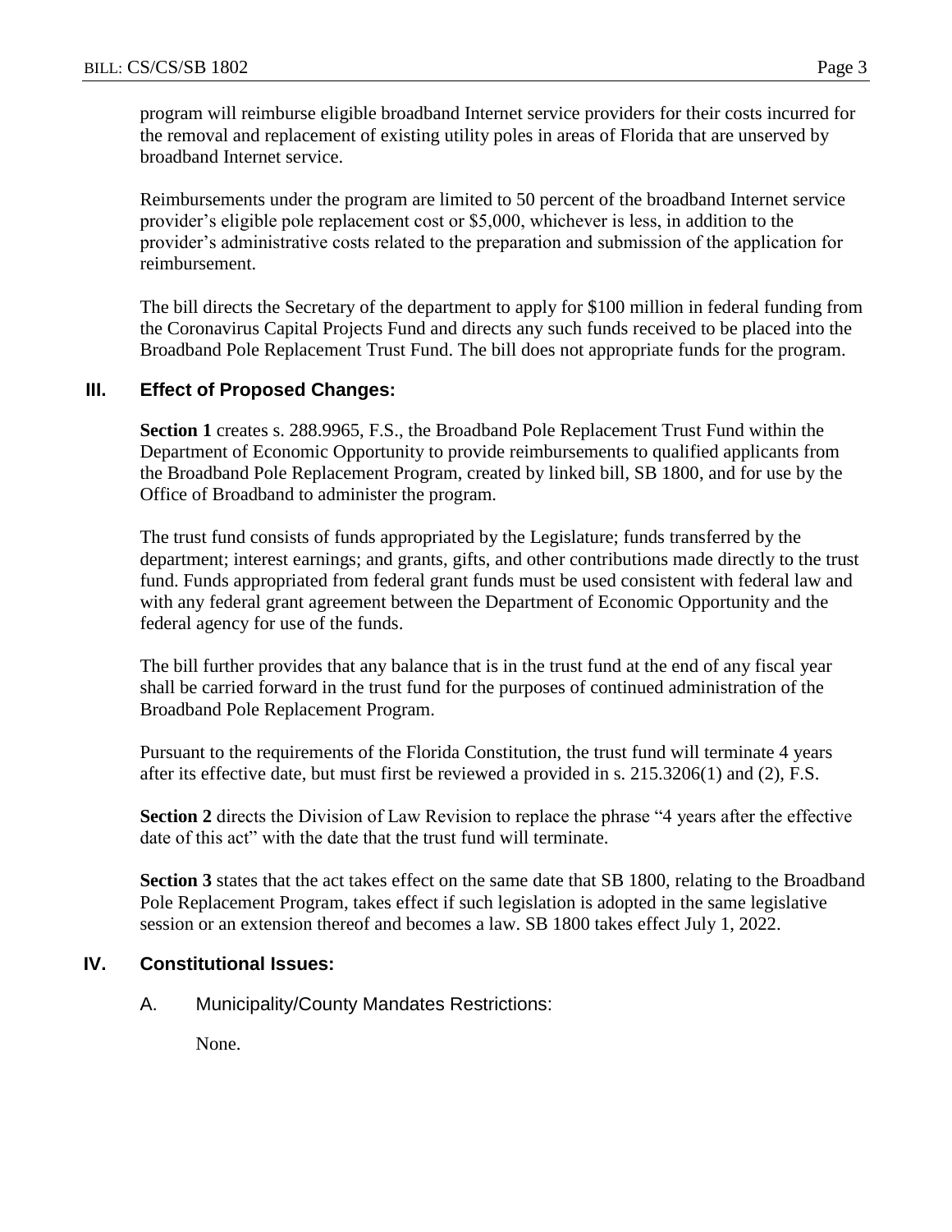program will reimburse eligible broadband Internet service providers for their costs incurred for the removal and replacement of existing utility poles in areas of Florida that are unserved by broadband Internet service.

Reimbursements under the program are limited to 50 percent of the broadband Internet service provider's eligible pole replacement cost or $5,000, whichever is less, in addition to the provider's administrative costs related to the preparation and submission of the application for reimbursement.

The bill directs the Secretary of the department to apply for $100 million in federal funding from the Coronavirus Capital Projects Fund and directs any such funds received to be placed into the Broadband Pole Replacement Trust Fund. The bill does not appropriate funds for the program.

## III. Effect of Proposed Changes:

**Section 1** creates s. 288.9965, F.S., the Broadband Pole Replacement Trust Fund within the Department of Economic Opportunity to provide reimbursements to qualified applicants from the Broadband Pole Replacement Program, created by linked bill, SB 1800, and for use by the Office of Broadband to administer the program.

The trust fund consists of funds appropriated by the Legislature; funds transferred by the department; interest earnings; and grants, gifts, and other contributions made directly to the trust fund. Funds appropriated from federal grant funds must be used consistent with federal law and with any federal grant agreement between the Department of Economic Opportunity and the federal agency for use of the funds.

The bill further provides that any balance that is in the trust fund at the end of any fiscal year shall be carried forward in the trust fund for the purposes of continued administration of the Broadband Pole Replacement Program.

Pursuant to the requirements of the Florida Constitution, the trust fund will terminate 4 years after its effective date, but must first be reviewed a provided in s. 215.3206(1) and (2), F.S.

**Section 2** directs the Division of Law Revision to replace the phrase "4 years after the effective date of this act" with the date that the trust fund will terminate.

**Section 3** states that the act takes effect on the same date that SB 1800, relating to the Broadband Pole Replacement Program, takes effect if such legislation is adopted in the same legislative session or an extension thereof and becomes a law. SB 1800 takes effect July 1, 2022.

## IV. Constitutional Issues:

### A. Municipality/County Mandates Restrictions:

None.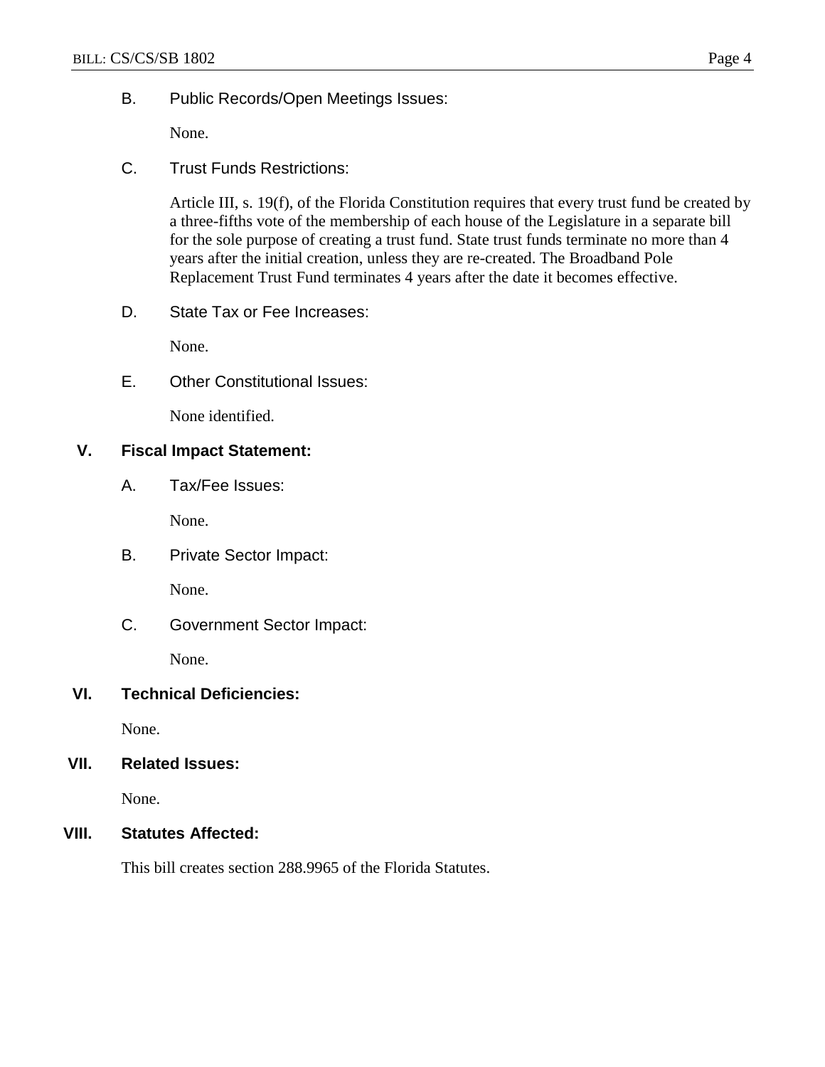B. Public Records/Open Meetings Issues:

None.

C. Trust Funds Restrictions:

Article III, s. 19(f), of the Florida Constitution requires that every trust fund be created by a three-fifths vote of the membership of each house of the Legislature in a separate bill for the sole purpose of creating a trust fund. State trust funds terminate no more than 4 years after the initial creation, unless they are re-created. The Broadband Pole Replacement Trust Fund terminates 4 years after the date it becomes effective.

D. State Tax or Fee Increases:

None.

E. Other Constitutional Issues:

None identified.

## V. Fiscal Impact Statement:

A. Tax/Fee Issues:

None.

B. Private Sector Impact:

None.

C. Government Sector Impact:

None.

## VI. Technical Deficiencies:

None.

## VII. Related Issues:

None.

## VIII. Statutes Affected:

This bill creates section 288.9965 of the Florida Statutes.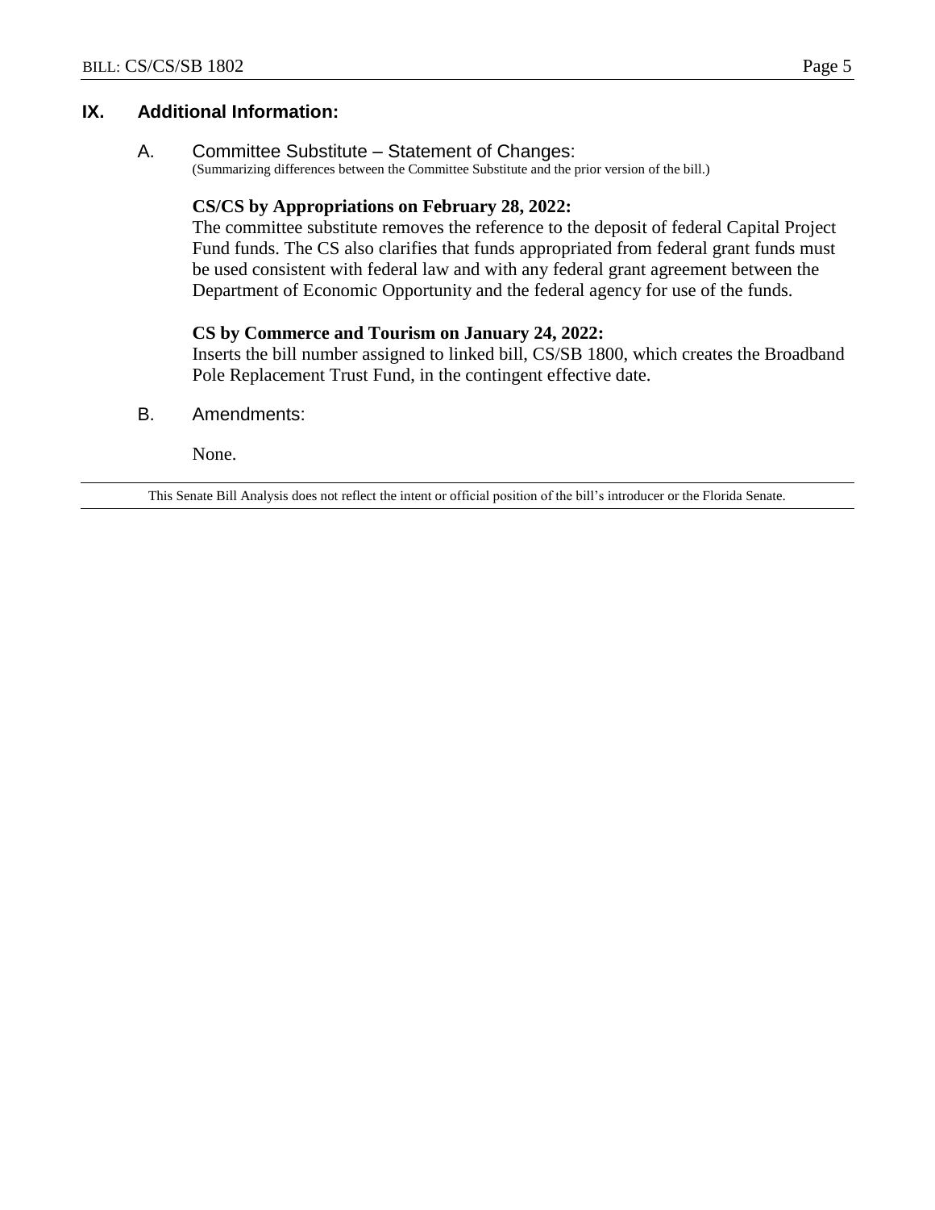## IX. Additional Information:

### A. Committee Substitute – Statement of Changes:

(Summarizing differences between the Committee Substitute and the prior version of the bill.)

**CS/CS by Appropriations on February 28, 2022:**

The committee substitute removes the reference to the deposit of federal Capital Project Fund funds. The CS also clarifies that funds appropriated from federal grant funds must be used consistent with federal law and with any federal grant agreement between the Department of Economic Opportunity and the federal agency for use of the funds.

**CS by Commerce and Tourism on January 24, 2022:**

Inserts the bill number assigned to linked bill, CS/SB 1800, which creates the Broadband Pole Replacement Trust Fund, in the contingent effective date.

### B. Amendments:

None.

This Senate Bill Analysis does not reflect the intent or official position of the bill's introducer or the Florida Senate.